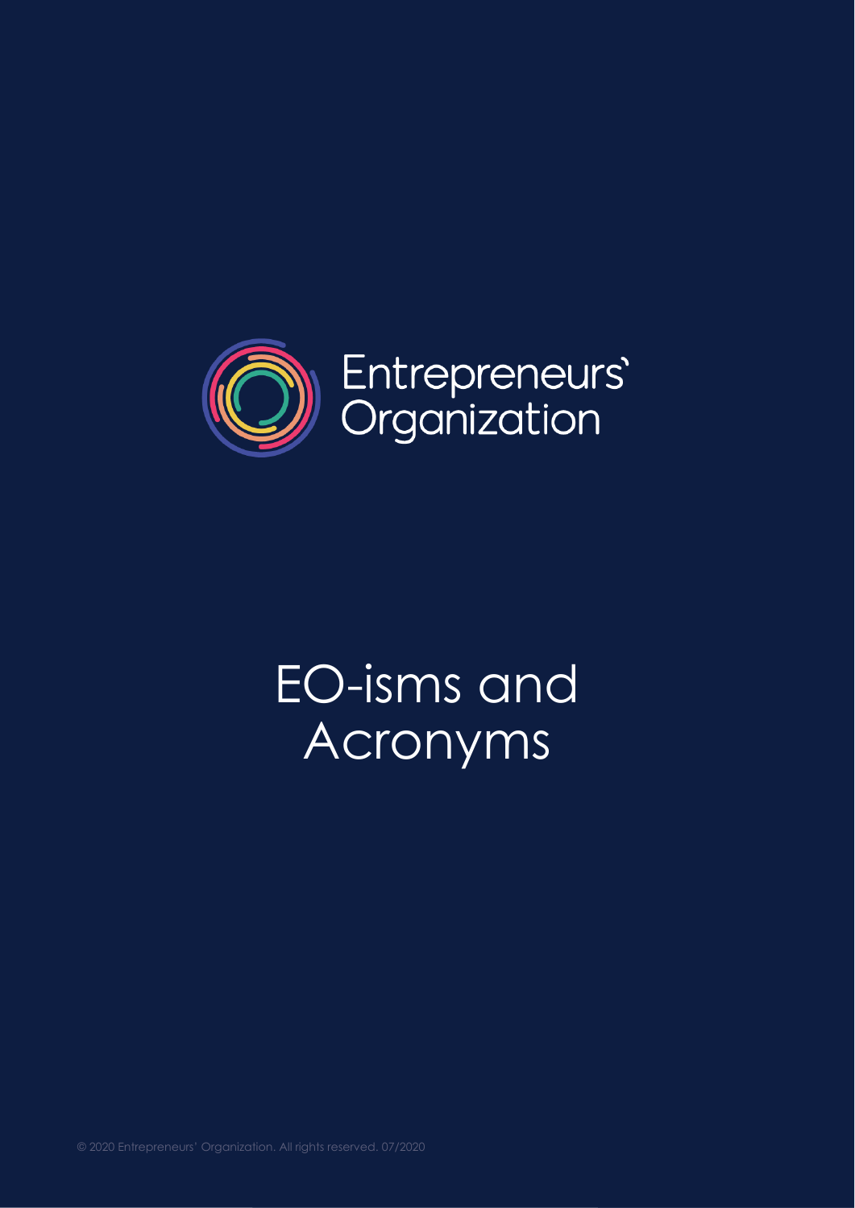Entrepreneurs' Organization

# EO-isms and Acronyms

© 2020 Entrepreneurs' Organization. All rights reserved. 07/2020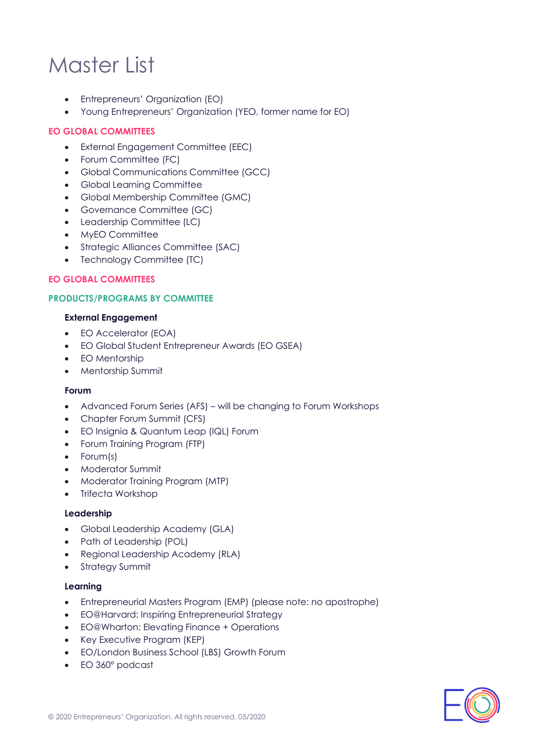# Master List

- Entrepreneurs' Organization (EO)
- Young Entrepreneurs' Organization (YEO, former name for EO)

## EO GLOBAL COMMITTEES

- External Engagement Committee (EEC)
- Forum Committee (FC)
- Global Communications Committee (GCC)
- Global Learning Committee
- Global Membership Committee (GMC)
- Governance Committee (GC)
- Leadership Committee (LC)
- MyEO Committee
- Strategic Alliances Committee (SAC)
- Technology Committee (TC)

## EO GLOBAL COMMITTEES

## PRODUCTS/PROGRAMS BY COMMITTEE

### External Engagement

- EO Accelerator (EOA)
- EO Global Student Entrepreneur Awards (EO GSEA)
- EO Mentorship
- Mentorship Summit

### Forum

- Advanced Forum Series (AFS) – will be changing to Forum Workshops
- Chapter Forum Summit (CFS)
- EO Insignia & Quantum Leap (IQL) Forum
- Forum Training Program (FTP)
- Forum(s)
- Moderator Summit
- Moderator Training Program (MTP)
- Trifecta Workshop

### Leadership

- Global Leadership Academy (GLA)
- Path of Leadership (POL)
- Regional Leadership Academy (RLA)
- Strategy Summit

### Learning

- Entrepreneurial Masters Program (EMP) (please note: no apostrophe)
- EO@Harvard: Inspiring Entrepreneurial Strategy
- EO@Wharton: Elevating Finance + Operations
- Key Executive Program (KEP)
- EO/London Business School (LBS) Growth Forum
- EO 360° podcast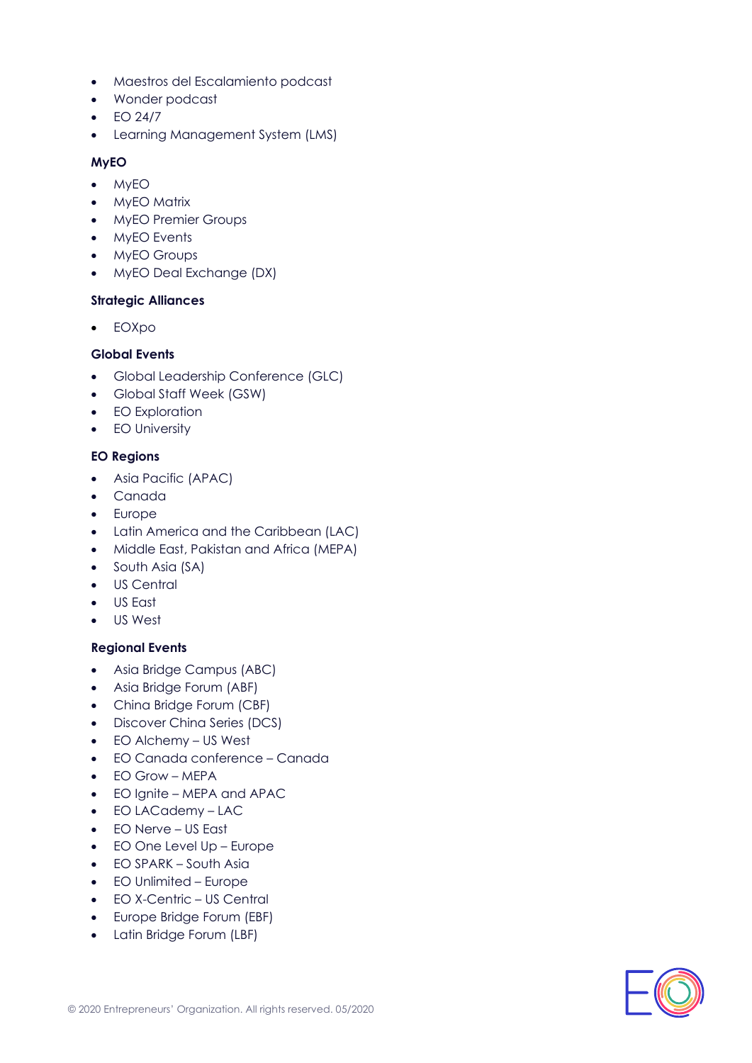- Maestros del Escalamiento podcast
- Wonder podcast
- EO 24/7
- Learning Management System (LMS)

**MyEO**

- MyEO
- MyEO Matrix
- MyEO Premier Groups
- MyEO Events
- MyEO Groups
- MyEO Deal Exchange (DX)

**Strategic Alliances**

- EOXpo

**Global Events**

- Global Leadership Conference (GLC)
- Global Staff Week (GSW)
- EO Exploration
- EO University

**EO Regions**

- Asia Pacific (APAC)
- Canada
- Europe
- Latin America and the Caribbean (LAC)
- Middle East, Pakistan and Africa (MEPA)
- South Asia (SA)
- US Central
- US East
- US West

**Regional Events**

- Asia Bridge Campus (ABC)
- Asia Bridge Forum (ABF)
- China Bridge Forum (CBF)
- Discover China Series (DCS)
- EO Alchemy – US West
- EO Canada conference – Canada
- EO Grow – MEPA
- EO Ignite – MEPA and APAC
- EO LACademy – LAC
- EO Nerve – US East
- EO One Level Up – Europe
- EO SPARK – South Asia
- EO Unlimited – Europe
- EO X-Centric – US Central
- Europe Bridge Forum (EBF)
- Latin Bridge Forum (LBF)

© 2020 Entrepreneurs' Organization. All rights reserved. 05/2020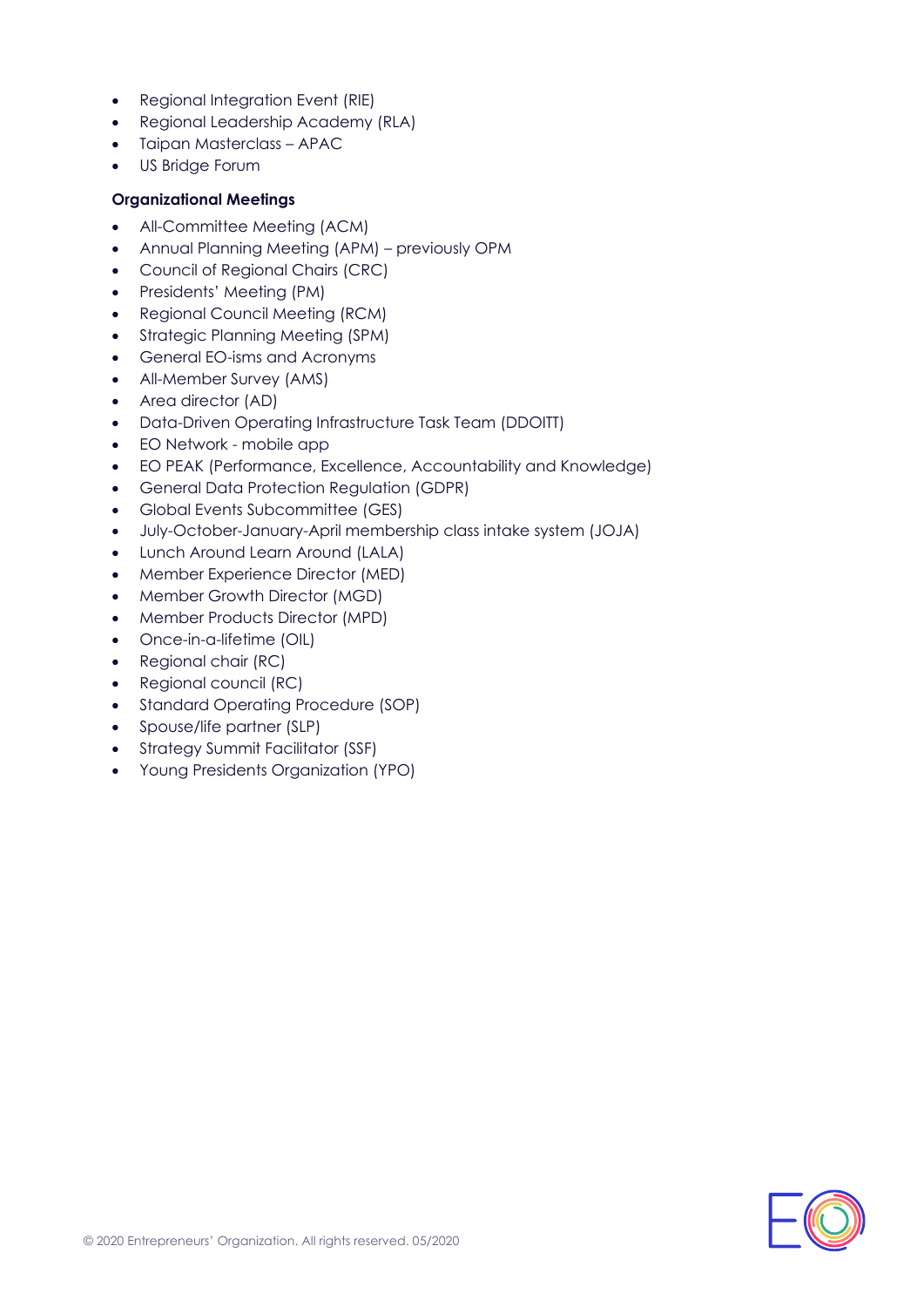- Regional Integration Event (RIE)
- Regional Leadership Academy (RLA)
- Taipan Masterclass – APAC
- US Bridge Forum

**Organizational Meetings**

- All-Committee Meeting (ACM)
- Annual Planning Meeting (APM) – previously OPM
- Council of Regional Chairs (CRC)
- Presidents' Meeting (PM)
- Regional Council Meeting (RCM)
- Strategic Planning Meeting (SPM)
- General EO-isms and Acronyms
- All-Member Survey (AMS)
- Area director (AD)
- Data-Driven Operating Infrastructure Task Team (DDOITT)
- EO Network - mobile app
- EO PEAK (Performance, Excellence, Accountability and Knowledge)
- General Data Protection Regulation (GDPR)
- Global Events Subcommittee (GES)
- July-October-January-April membership class intake system (JOJA)
- Lunch Around Learn Around (LALA)
- Member Experience Director (MED)
- Member Growth Director (MGD)
- Member Products Director (MPD)
- Once-in-a-lifetime (OIL)
- Regional chair (RC)
- Regional council (RC)
- Standard Operating Procedure (SOP)
- Spouse/life partner (SLP)
- Strategy Summit Facilitator (SSF)
- Young Presidents Organization (YPO)

© 2020 Entrepreneurs' Organization. All rights reserved. 05/2020